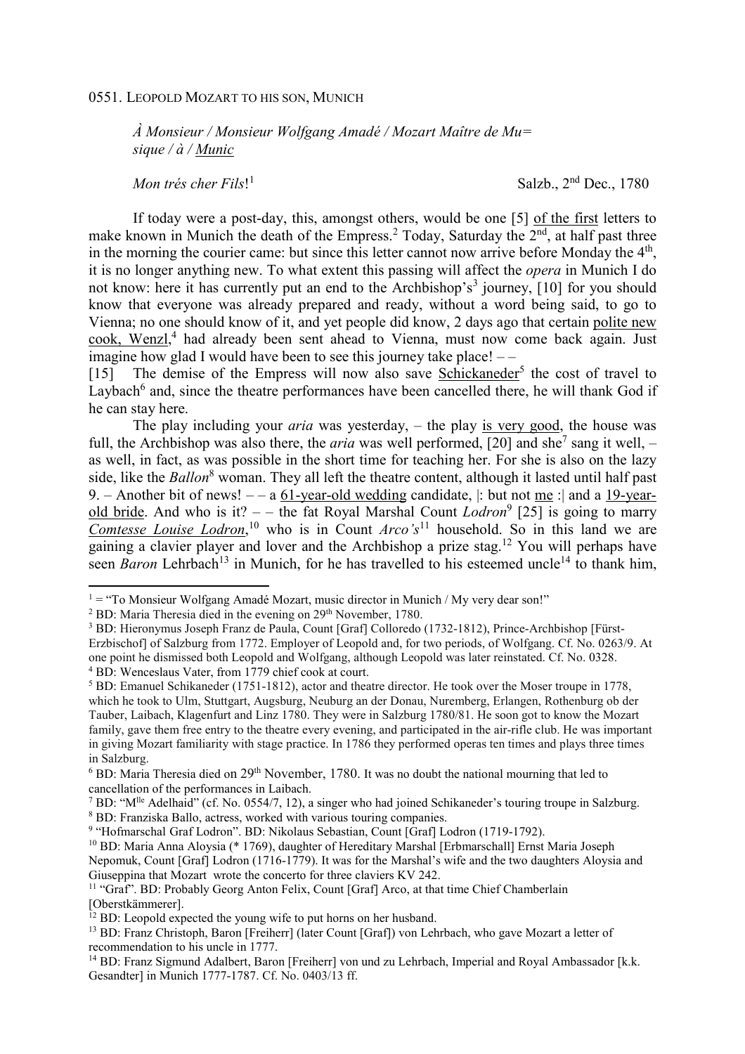0551. LEOPOLD MOZART TO HIS SON, MUNICH

*À Monsieur / Monsieur Wolfgang Amadé / Mozart Maître de Mu= sique / à / Munic*

*Mon trés cher Fils*![1] Salzb., 2nd Dec., 1780

If today were a post-day, this, amongst others, would be one [5] of the first letters to make known in Munich the death of the Empress.[2] Today, Saturday the 2nd, at half past three in the morning the courier came: but since this letter cannot now arrive before Monday the 4th, it is no longer anything new. To what extent this passing will affect the *opera* in Munich I do not know: here it has currently put an end to the Archbishop's[3] journey, [10] for you should know that everyone was already prepared and ready, without a word being said, to go to Vienna; no one should know of it, and yet people did know, 2 days ago that certain polite new cook, Wenzl,[4] had already been sent ahead to Vienna, must now come back again. Just imagine how glad I would have been to see this journey take place! – –

[15] The demise of the Empress will now also save Schickaneder[5] the cost of travel to Laybach[6] and, since the theatre performances have been cancelled there, he will thank God if he can stay here.

The play including your *aria* was yesterday, – the play is very good, the house was full, the Archbishop was also there, the *aria* was well performed, [20] and she[7] sang it well, – as well, in fact, as was possible in the short time for teaching her. For she is also on the lazy side, like the *Ballon*[8] woman. They all left the theatre content, although it lasted until half past 9. – Another bit of news! – – a 61-year-old wedding candidate, |: but not me :| and a 19-year-old bride. And who is it? – – the fat Royal Marshal Count *Lodron*[9] [25] is going to marry *Comtesse Louise Lodron*,[10] who is in Count *Arco's*[11] household. So in this land we are gaining a clavier player and lover and the Archbishop a prize stag.[12] You will perhaps have seen *Baron* Lehrbach[13] in Munich, for he has travelled to his esteemed uncle[14] to thank him,

---

[1] = "To Monsieur Wolfgang Amadé Mozart, music director in Munich / My very dear son!"

[2] BD: Maria Theresia died in the evening on 29th November, 1780.

[3] BD: Hieronymus Joseph Franz de Paula, Count [Graf] Colloredo (1732-1812), Prince-Archbishop [Fürst-Erzbischof] of Salzburg from 1772. Employer of Leopold and, for two periods, of Wolfgang. Cf. No. 0263/9. At one point he dismissed both Leopold and Wolfgang, although Leopold was later reinstated. Cf. No. 0328.

[4] BD: Wenceslaus Vater, from 1779 chief cook at court.

[5] BD: Emanuel Schikaneder (1751-1812), actor and theatre director. He took over the Moser troupe in 1778, which he took to Ulm, Stuttgart, Augsburg, Neuburg an der Donau, Nuremberg, Erlangen, Rothenburg ob der Tauber, Laibach, Klagenfurt and Linz 1780. They were in Salzburg 1780/81. He soon got to know the Mozart family, gave them free entry to the theatre every evening, and participated in the air-rifle club. He was important in giving Mozart familiarity with stage practice. In 1786 they performed operas ten times and plays three times in Salzburg.

[6] BD: Maria Theresia died on 29th November, 1780. It was no doubt the national mourning that led to cancellation of the performances in Laibach.

[7] BD: "Mlle Adelhaid" (cf. No. 0554/7, 12), a singer who had joined Schikaneder's touring troupe in Salzburg.

[8] BD: Franziska Ballo, actress, worked with various touring companies.

[9] "Hofmarschal Graf Lodron". BD: Nikolaus Sebastian, Count [Graf] Lodron (1719-1792).

[10] BD: Maria Anna Aloysia (* 1769), daughter of Hereditary Marshal [Erbmarschall] Ernst Maria Joseph Nepomuk, Count [Graf] Lodron (1716-1779). It was for the Marshal's wife and the two daughters Aloysia and Giuseppina that Mozart wrote the concerto for three claviers KV 242.

[11] "Graf". BD: Probably Georg Anton Felix, Count [Graf] Arco, at that time Chief Chamberlain [Oberstkämmerer].

[12] BD: Leopold expected the young wife to put horns on her husband.

[13] BD: Franz Christoph, Baron [Freiherr] (later Count [Graf]) von Lehrbach, who gave Mozart a letter of recommendation to his uncle in 1777.

[14] BD: Franz Sigmund Adalbert, Baron [Freiherr] von und zu Lehrbach, Imperial and Royal Ambassador [k.k. Gesandter] in Munich 1777-1787. Cf. No. 0403/13 ff.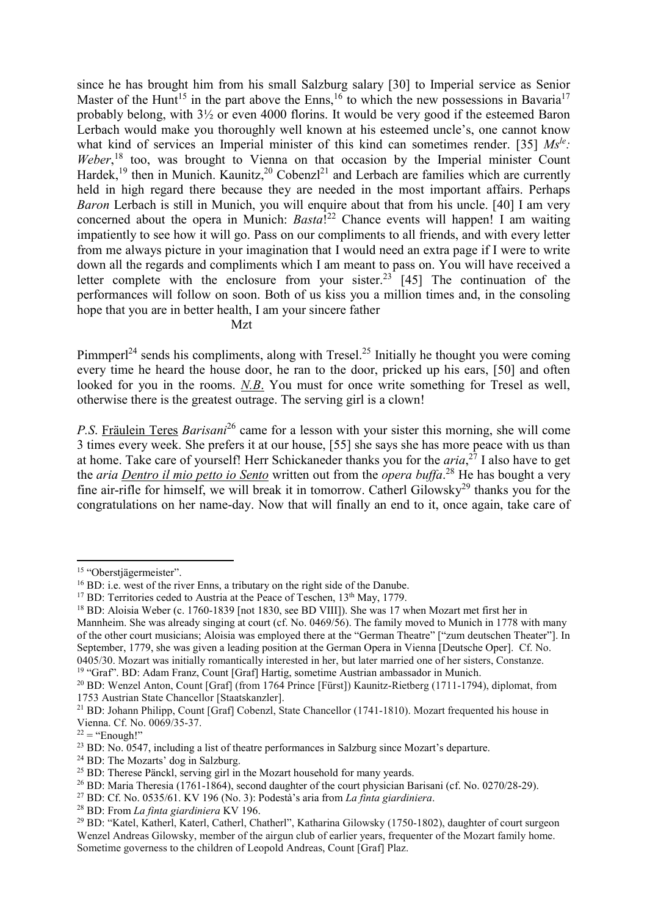since he has brought him from his small Salzburg salary [30] to Imperial service as Senior Master of the Hunt[15] in the part above the Enns,[16] to which the new possessions in Bavaria[17] probably belong, with 3½ or even 4000 florins. It would be very good if the esteemed Baron Lerbach would make you thoroughly well known at his esteemed uncle's, one cannot know what kind of services an Imperial minister of this kind can sometimes render. [35] *Msle: Weber*,[18] too, was brought to Vienna on that occasion by the Imperial minister Count Hardek,[19] then in Munich. Kaunitz,[20] Cobenzl[21] and Lerbach are families which are currently held in high regard there because they are needed in the most important affairs. Perhaps *Baron* Lerbach is still in Munich, you will enquire about that from his uncle. [40] I am very concerned about the opera in Munich: *Basta*![22] Chance events will happen! I am waiting impatiently to see how it will go. Pass on our compliments to all friends, and with every letter from me always picture in your imagination that I would need an extra page if I were to write down all the regards and compliments which I am meant to pass on. You will have received a letter complete with the enclosure from your sister.[23] [45] The continuation of the performances will follow on soon. Both of us kiss you a million times and, in the consoling hope that you are in better health, I am your sincere father

Mzt

Pimmperl[24] sends his compliments, along with Tresel.[25] Initially he thought you were coming every time he heard the house door, he ran to the door, pricked up his ears, [50] and often looked for you in the rooms. *N.B.* You must for once write something for Tresel as well, otherwise there is the greatest outrage. The serving girl is a clown!

*P.S.* Fräulein Teres *Barisani*[26] came for a lesson with your sister this morning, she will come 3 times every week. She prefers it at our house, [55] she says she has more peace with us than at home. Take care of yourself! Herr Schickaneder thanks you for the *aria*,[27] I also have to get the *aria Dentro il mio petto io Sento* written out from the *opera buffa*.[28] He has bought a very fine air-rifle for himself, we will break it in tomorrow. Catherl Gilowsky[29] thanks you for the congratulations on her name-day. Now that will finally an end to it, once again, take care of

---

[15] "Oberstjägermeister".

[16] BD: i.e. west of the river Enns, a tributary on the right side of the Danube.

[17] BD: Territories ceded to Austria at the Peace of Teschen, 13th May, 1779.

[18] BD: Aloisia Weber (c. 1760-1839 [not 1830, see BD VIII]). She was 17 when Mozart met first her in Mannheim. She was already singing at court (cf. No. 0469/56). The family moved to Munich in 1778 with many of the other court musicians; Aloisia was employed there at the "German Theatre" ["zum deutschen Theater"]. In September, 1779, she was given a leading position at the German Opera in Vienna [Deutsche Oper]. Cf. No. 0405/30. Mozart was initially romantically interested in her, but later married one of her sisters, Constanze.

[19] "Graf". BD: Adam Franz, Count [Graf] Hartig, sometime Austrian ambassador in Munich.

[20] BD: Wenzel Anton, Count [Graf] (from 1764 Prince [Fürst]) Kaunitz-Rietberg (1711-1794), diplomat, from 1753 Austrian State Chancellor [Staatskanzler].

[21] BD: Johann Philipp, Count [Graf] Cobenzl, State Chancellor (1741-1810). Mozart frequented his house in Vienna. Cf. No. 0069/35-37.

[22] = "Enough!"

[23] BD: No. 0547, including a list of theatre performances in Salzburg since Mozart's departure.

[24] BD: The Mozarts' dog in Salzburg.

[25] BD: Therese Pänckl, serving girl in the Mozart household for many yeards.

[26] BD: Maria Theresia (1761-1864), second daughter of the court physician Barisani (cf. No. 0270/28-29).

[27] BD: Cf. No. 0535/61. KV 196 (No. 3): Podestà's aria from *La finta giardiniera*.

[28] BD: From *La finta giardiniera* KV 196.

[29] BD: "Katel, Katherl, Katerl, Catherl, Chatherl", Katharina Gilowsky (1750-1802), daughter of court surgeon Wenzel Andreas Gilowsky, member of the airgun club of earlier years, frequenter of the Mozart family home. Sometime governess to the children of Leopold Andreas, Count [Graf] Plaz.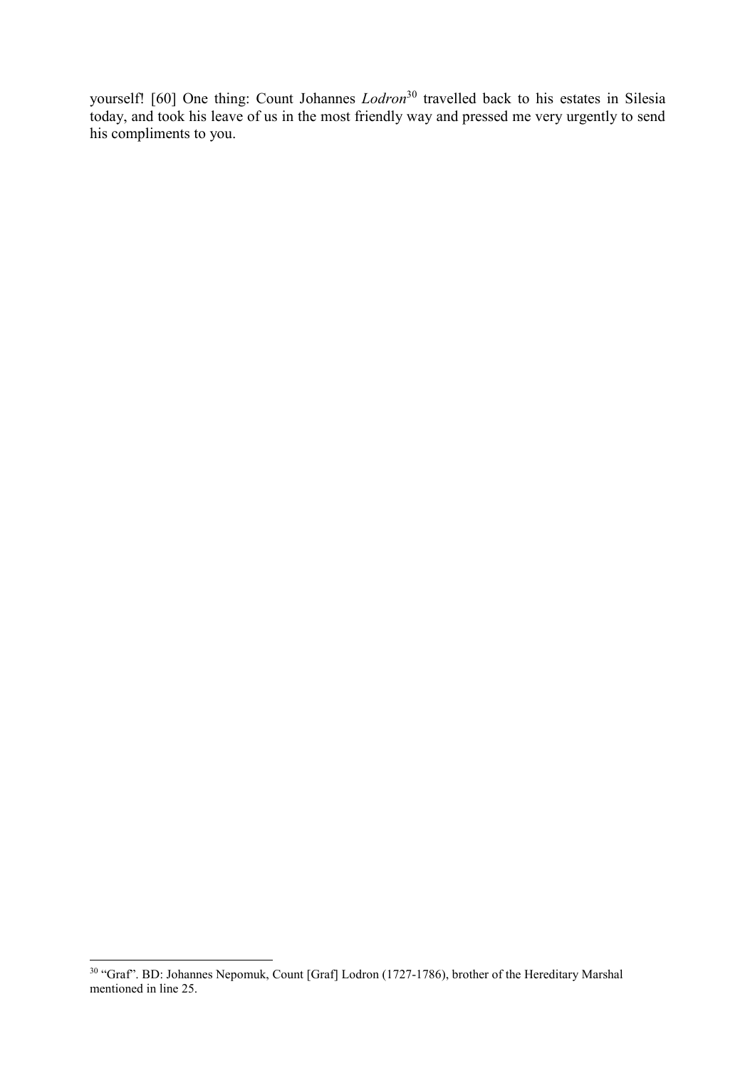yourself! [60] One thing: Count Johannes *Lodron*[30] travelled back to his estates in Silesia today, and took his leave of us in the most friendly way and pressed me very urgently to send his compliments to you.

---

[30] "Graf". BD: Johannes Nepomuk, Count [Graf] Lodron (1727-1786), brother of the Hereditary Marshal mentioned in line 25.